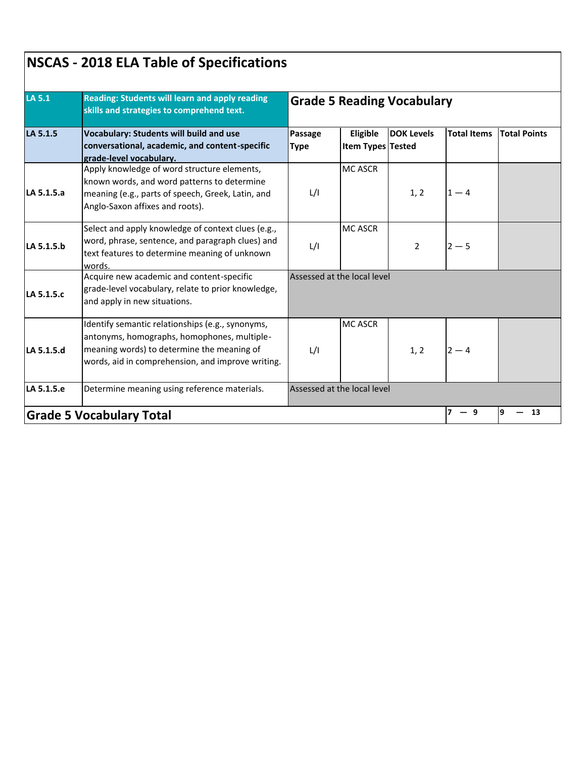# NSCAS - 2018 ELA Table of Specifications

| LA 5.1 | Reading: Students will learn and apply reading skills and strategies to comprehend text. | Grade 5 Reading Vocabulary | | | | |
|---|---|---|---|---|---|---|
| **LA 5.1.5** | **Vocabulary: Students will build and use conversational, academic, and content-specific grade-level vocabulary.** | **Passage Type** | **Eligible Item Types** | **DOK Levels Tested** | **Total Items** | **Total Points** |
| **LA 5.1.5.a** | Apply knowledge of word structure elements, known words, and word patterns to determine meaning (e.g., parts of speech, Greek, Latin, and Anglo-Saxon affixes and roots). | L/I | MC ASCR | 1, 2 | 1 — 4 | |
| **LA 5.1.5.b** | Select and apply knowledge of context clues (e.g., word, phrase, sentence, and paragraph clues) and text features to determine meaning of unknown words. | L/I | MC ASCR | 2 | 2 — 5 | |
| **LA 5.1.5.c** | Acquire new academic and content-specific grade-level vocabulary, relate to prior knowledge, and apply in new situations. | Assessed at the local level | | | | |
| **LA 5.1.5.d** | Identify semantic relationships (e.g., synonyms, antonyms, homographs, homophones, multiple-meaning words) to determine the meaning of words, aid in comprehension, and improve writing. | L/I | MC ASCR | 1, 2 | 2 — 4 | |
| **LA 5.1.5.e** | Determine meaning using reference materials. | Assessed at the local level | | | | |
| **Grade 5 Vocabulary Total** | | | | | **7 — 9** | **9 — 13** |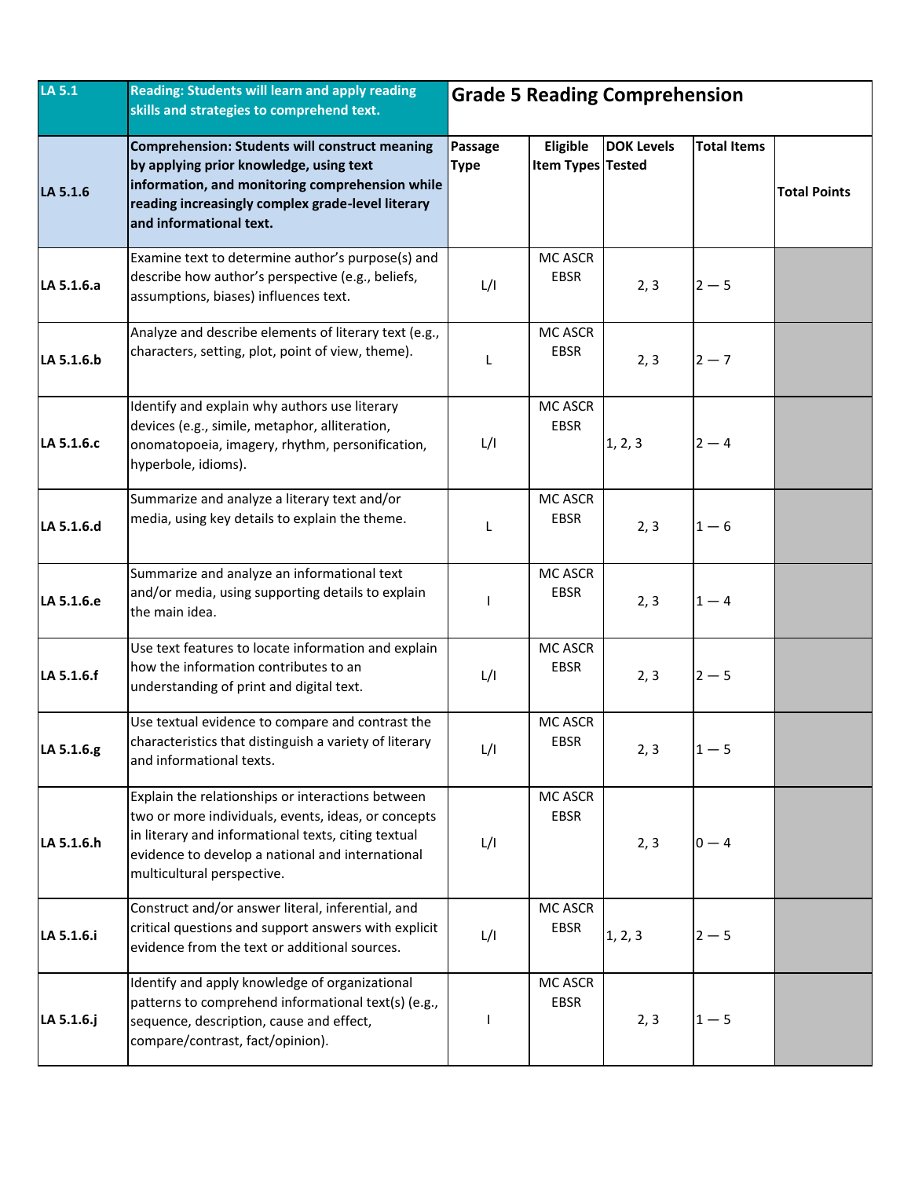| LA 5.1 | **Reading: Students will learn and apply reading skills and strategies to comprehend text.** | **Grade 5 Reading Comprehension** | | | | |
|---|---|---|---|---|---|---|
| **LA 5.1.6** | **Comprehension: Students will construct meaning by applying prior knowledge, using text information, and monitoring comprehension while reading increasingly complex grade-level literary and informational text.** | **Passage Type** | **Eligible Item Types** | **DOK Levels Tested** | **Total Items** | **Total Points** |
| **LA 5.1.6.a** | Examine text to determine author's purpose(s) and describe how author's perspective (e.g., beliefs, assumptions, biases) influences text. | L/I | MC ASCR EBSR | 2, 3 | 2 — 5 | |
| **LA 5.1.6.b** | Analyze and describe elements of literary text (e.g., characters, setting, plot, point of view, theme). | L | MC ASCR EBSR | 2, 3 | 2 — 7 | |
| **LA 5.1.6.c** | Identify and explain why authors use literary devices (e.g., simile, metaphor, alliteration, onomatopoeia, imagery, rhythm, personification, hyperbole, idioms). | L/I | MC ASCR EBSR | 1, 2, 3 | 2 — 4 | |
| **LA 5.1.6.d** | Summarize and analyze a literary text and/or media, using key details to explain the theme. | L | MC ASCR EBSR | 2, 3 | 1 — 6 | |
| **LA 5.1.6.e** | Summarize and analyze an informational text and/or media, using supporting details to explain the main idea. | I | MC ASCR EBSR | 2, 3 | 1 — 4 | |
| **LA 5.1.6.f** | Use text features to locate information and explain how the information contributes to an understanding of print and digital text. | L/I | MC ASCR EBSR | 2, 3 | 2 — 5 | |
| **LA 5.1.6.g** | Use textual evidence to compare and contrast the characteristics that distinguish a variety of literary and informational texts. | L/I | MC ASCR EBSR | 2, 3 | 1 — 5 | |
| **LA 5.1.6.h** | Explain the relationships or interactions between two or more individuals, events, ideas, or concepts in literary and informational texts, citing textual evidence to develop a national and international multicultural perspective. | L/I | MC ASCR EBSR | 2, 3 | 0 — 4 | |
| **LA 5.1.6.i** | Construct and/or answer literal, inferential, and critical questions and support answers with explicit evidence from the text or additional sources. | L/I | MC ASCR EBSR | 1, 2, 3 | 2 — 5 | |
| **LA 5.1.6.j** | Identify and apply knowledge of organizational patterns to comprehend informational text(s) (e.g., sequence, description, cause and effect, compare/contrast, fact/opinion). | I | MC ASCR EBSR | 2, 3 | 1 — 5 | |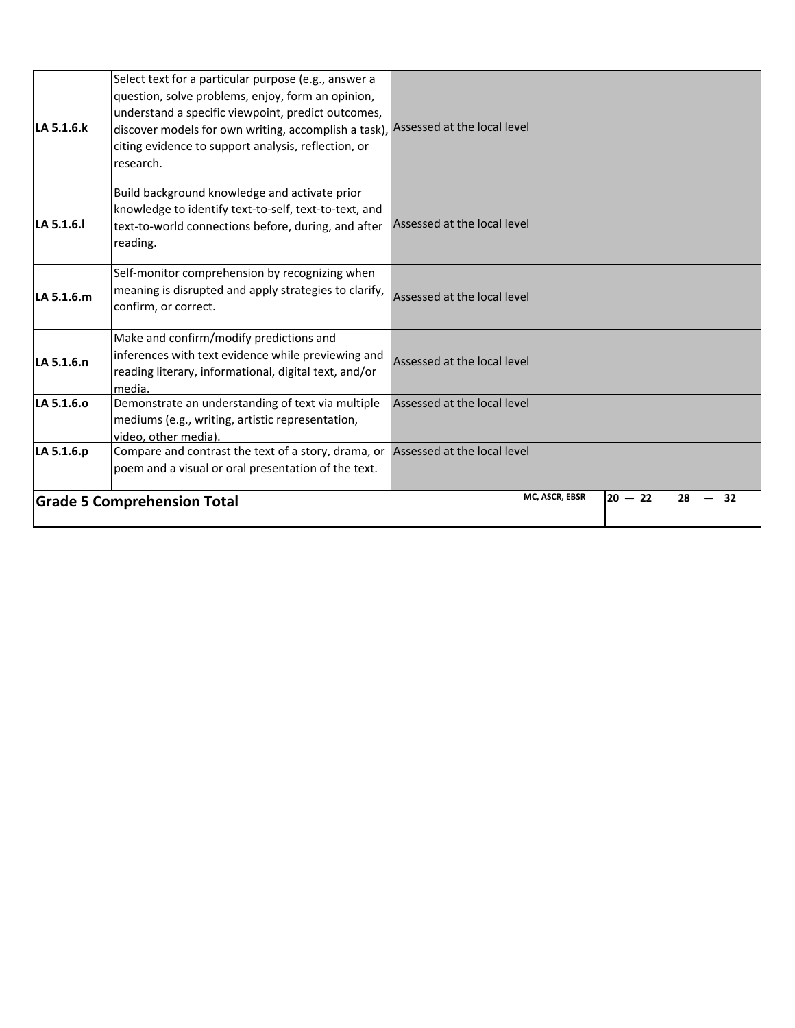| | | | | | |
|---|---|---|---|---|---|
| **LA 5.1.6.k** | Select text for a particular purpose (e.g., answer a question, solve problems, enjoy, form an opinion, understand a specific viewpoint, predict outcomes, discover models for own writing, accomplish a task), citing evidence to support analysis, reflection, or research. | Assessed at the local level | | | |
| **LA 5.1.6.l** | Build background knowledge and activate prior knowledge to identify text-to-self, text-to-text, and text-to-world connections before, during, and after reading. | Assessed at the local level | | | |
| **LA 5.1.6.m** | Self-monitor comprehension by recognizing when meaning is disrupted and apply strategies to clarify, confirm, or correct. | Assessed at the local level | | | |
| **LA 5.1.6.n** | Make and confirm/modify predictions and inferences with text evidence while previewing and reading literary, informational, digital text, and/or media. | Assessed at the local level | | | |
| **LA 5.1.6.o** | Demonstrate an understanding of text via multiple mediums (e.g., writing, artistic representation, video, other media). | Assessed at the local level | | | |
| **LA 5.1.6.p** | Compare and contrast the text of a story, drama, or poem and a visual or oral presentation of the text. | Assessed at the local level | | | |
| **Grade 5 Comprehension Total** | | | **MC, ASCR, EBSR** | **20 — 22** | **28 — 32** |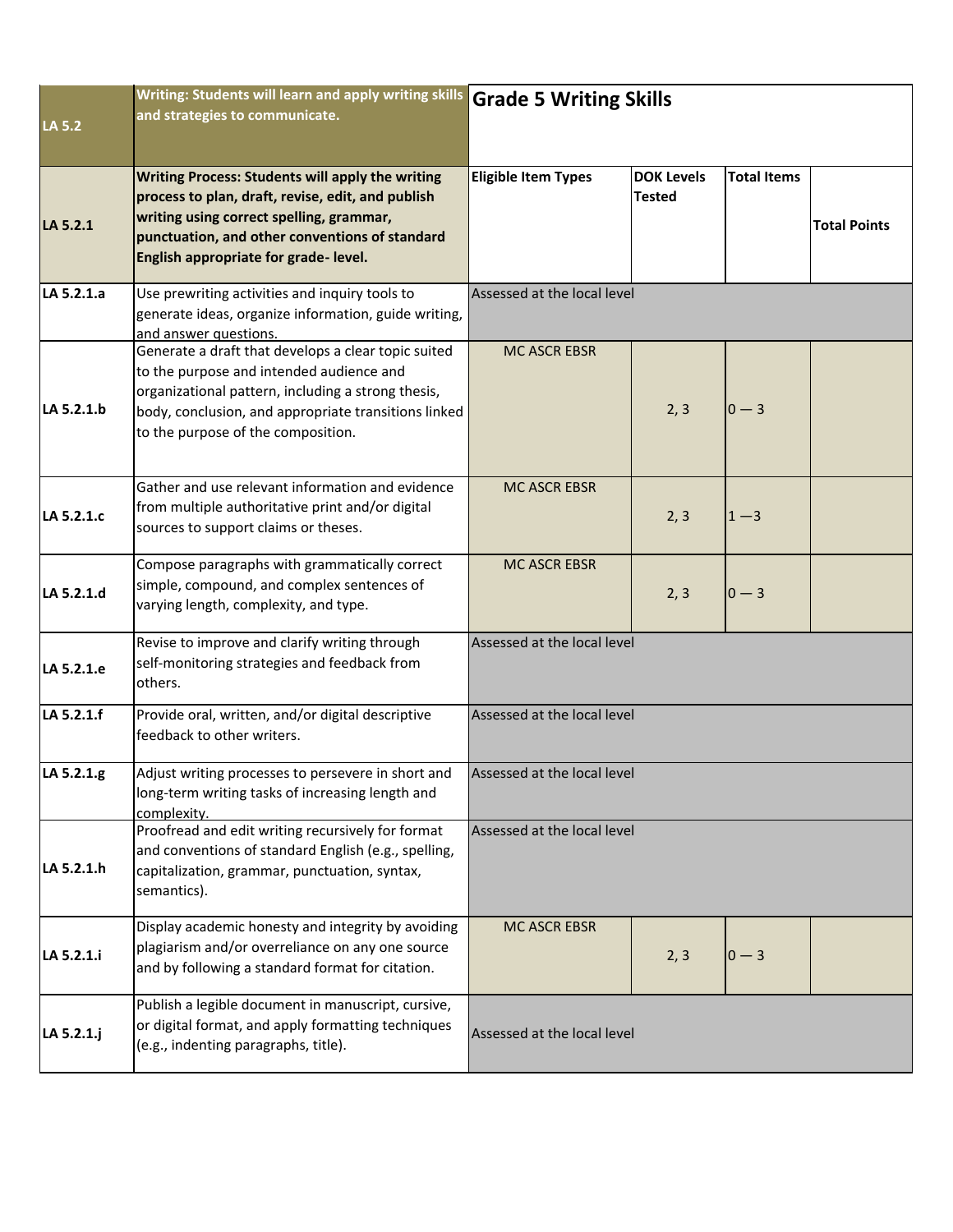| LA 5.2 | Writing: Students will learn and apply writing skills and strategies to communicate. | Grade 5 Writing Skills | | | |
|---|---|---|---|---|---|
| **LA 5.2.1** | **Writing Process: Students will apply the writing process to plan, draft, revise, edit, and publish writing using correct spelling, grammar, punctuation, and other conventions of standard English appropriate for grade- level.** | **Eligible Item Types** | **DOK Levels Tested** | **Total Items** | **Total Points** |
| **LA 5.2.1.a** | Use prewriting activities and inquiry tools to generate ideas, organize information, guide writing, and answer questions. | Assessed at the local level | | | |
| **LA 5.2.1.b** | Generate a draft that develops a clear topic suited to the purpose and intended audience and organizational pattern, including a strong thesis, body, conclusion, and appropriate transitions linked to the purpose of the composition. | MC ASCR EBSR | 2, 3 | 0 — 3 | |
| **LA 5.2.1.c** | Gather and use relevant information and evidence from multiple authoritative print and/or digital sources to support claims or theses. | MC ASCR EBSR | 2, 3 | 1 —3 | |
| **LA 5.2.1.d** | Compose paragraphs with grammatically correct simple, compound, and complex sentences of varying length, complexity, and type. | MC ASCR EBSR | 2, 3 | 0 — 3 | |
| **LA 5.2.1.e** | Revise to improve and clarify writing through self-monitoring strategies and feedback from others. | Assessed at the local level | | | |
| **LA 5.2.1.f** | Provide oral, written, and/or digital descriptive feedback to other writers. | Assessed at the local level | | | |
| **LA 5.2.1.g** | Adjust writing processes to persevere in short and long-term writing tasks of increasing length and complexity. | Assessed at the local level | | | |
| **LA 5.2.1.h** | Proofread and edit writing recursively for format and conventions of standard English (e.g., spelling, capitalization, grammar, punctuation, syntax, semantics). | Assessed at the local level | | | |
| **LA 5.2.1.i** | Display academic honesty and integrity by avoiding plagiarism and/or overreliance on any one source and by following a standard format for citation. | MC ASCR EBSR | 2, 3 | 0 — 3 | |
| **LA 5.2.1.j** | Publish a legible document in manuscript, cursive, or digital format, and apply formatting techniques (e.g., indenting paragraphs, title). | Assessed at the local level | | | |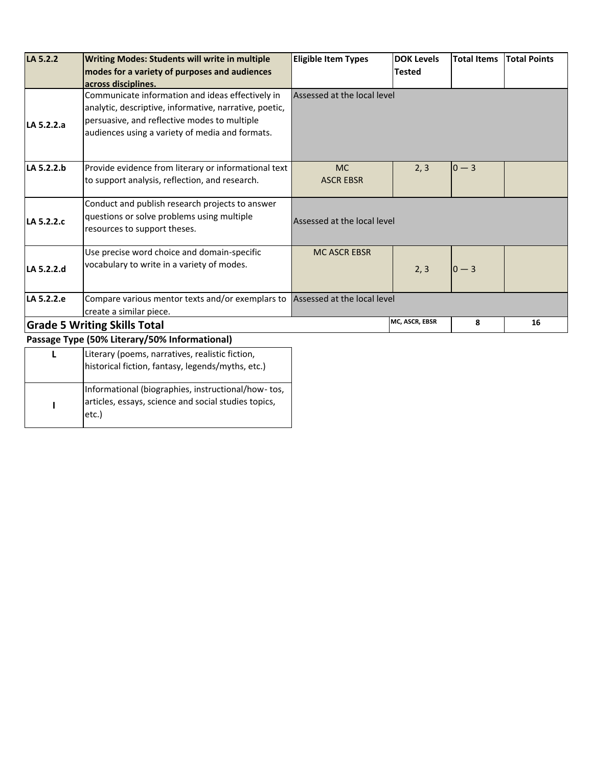| LA 5.2.2 | **Writing Modes: Students will write in multiple modes for a variety of purposes and audiences across disciplines.** | **Eligible Item Types** | **DOK Levels Tested** | **Total Items** | **Total Points** |
|---|---|---|---|---|---|
| **LA 5.2.2.a** | Communicate information and ideas effectively in analytic, descriptive, informative, narrative, poetic, persuasive, and reflective modes to multiple audiences using a variety of media and formats. | Assessed at the local level | | | |
| **LA 5.2.2.b** | Provide evidence from literary or informational text to support analysis, reflection, and research. | MC ASCR EBSR | 2, 3 | 0 — 3 | |
| **LA 5.2.2.c** | Conduct and publish research projects to answer questions or solve problems using multiple resources to support theses. | Assessed at the local level | | | |
| **LA 5.2.2.d** | Use precise word choice and domain-specific vocabulary to write in a variety of modes. | MC ASCR EBSR | 2, 3 | 0 — 3 | |
| **LA 5.2.2.e** | Compare various mentor texts and/or exemplars to create a similar piece. | Assessed at the local level | | | |
| **Grade 5 Writing Skills Total** | | | MC, ASCR, EBSR | 8 | 16 |

**Passage Type (50% Literary/50% Informational)**

| | |
|---|---|
| **L** | Literary (poems, narratives, realistic fiction, historical fiction, fantasy, legends/myths, etc.) |
| **I** | Informational (biographies, instructional/how- tos, articles, essays, science and social studies topics, etc.) |